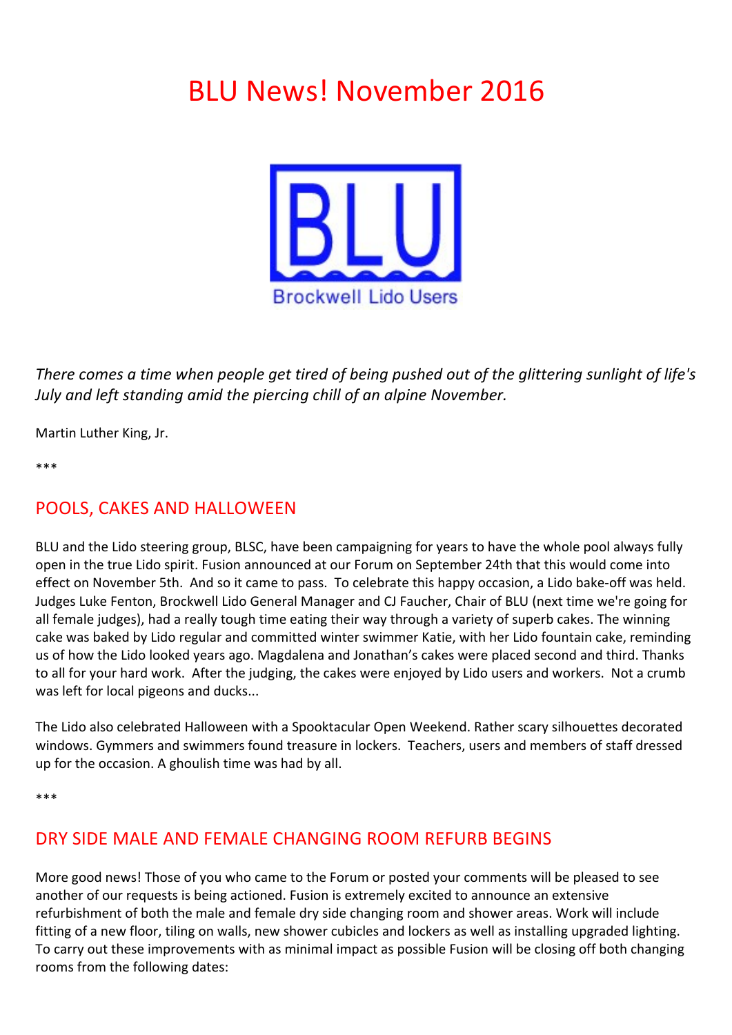# BLU News! November 2016

*There comes a time when people get tired of being pushed out of the glittering sunlight of life's July and left standing amid the piercing chill of an alpine November.*

Martin Luther King, Jr.

***

## POOLS, CAKES AND HALLOWEEN

BLU and the Lido steering group, BLSC, have been campaigning for years to have the whole pool always fully open in the true Lido spirit. Fusion announced at our Forum on September 24th that this would come into effect on November 5th. And so it came to pass. To celebrate this happy occasion, a Lido bake-off was held. Judges Luke Fenton, Brockwell Lido General Manager and CJ Faucher, Chair of BLU (next time we're going for all female judges), had a really tough time eating their way through a variety of superb cakes. The winning cake was baked by Lido regular and committed winter swimmer Katie, with her Lido fountain cake, reminding us of how the Lido looked years ago. Magdalena and Jonathan's cakes were placed second and third. Thanks to all for your hard work. After the judging, the cakes were enjoyed by Lido users and workers. Not a crumb was left for local pigeons and ducks...

The Lido also celebrated Halloween with a Spooktacular Open Weekend. Rather scary silhouettes decorated windows. Gymmers and swimmers found treasure in lockers. Teachers, users and members of staff dressed up for the occasion. A ghoulish time was had by all.

***

## DRY SIDE MALE AND FEMALE CHANGING ROOM REFURB BEGINS

More good news! Those of you who came to the Forum or posted your comments will be pleased to see another of our requests is being actioned. Fusion is extremely excited to announce an extensive refurbishment of both the male and female dry side changing room and shower areas. Work will include fitting of a new floor, tiling on walls, new shower cubicles and lockers as well as installing upgraded lighting. To carry out these improvements with as minimal impact as possible Fusion will be closing off both changing rooms from the following dates: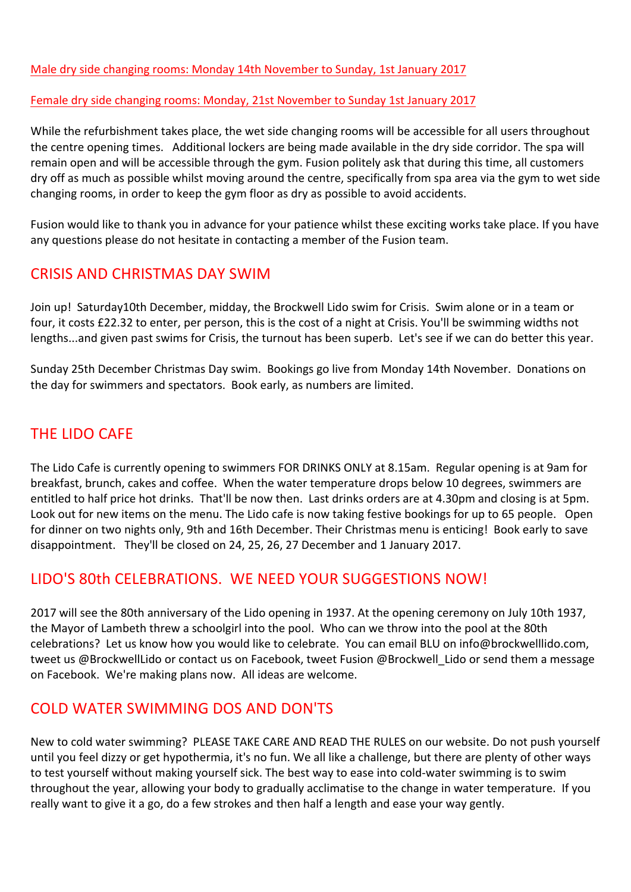Male dry side changing rooms: Monday 14th November to Sunday, 1st January 2017

Female dry side changing rooms: Monday, 21st November to Sunday 1st January 2017

While the refurbishment takes place, the wet side changing rooms will be accessible for all users throughout the centre opening times. Additional lockers are being made available in the dry side corridor. The spa will remain open and will be accessible through the gym. Fusion politely ask that during this time, all customers dry off as much as possible whilst moving around the centre, specifically from spa area via the gym to wet side changing rooms, in order to keep the gym floor as dry as possible to avoid accidents.

Fusion would like to thank you in advance for your patience whilst these exciting works take place. If you have any questions please do not hesitate in contacting a member of the Fusion team.

## CRISIS AND CHRISTMAS DAY SWIM

Join up! Saturday10th December, midday, the Brockwell Lido swim for Crisis. Swim alone or in a team or four, it costs £22.32 to enter, per person, this is the cost of a night at Crisis. You'll be swimming widths not lengths...and given past swims for Crisis, the turnout has been superb. Let's see if we can do better this year.

Sunday 25th December Christmas Day swim. Bookings go live from Monday 14th November. Donations on the day for swimmers and spectators. Book early, as numbers are limited.

## THE LIDO CAFE

The Lido Cafe is currently opening to swimmers FOR DRINKS ONLY at 8.15am. Regular opening is at 9am for breakfast, brunch, cakes and coffee. When the water temperature drops below 10 degrees, swimmers are entitled to half price hot drinks. That'll be now then. Last drinks orders are at 4.30pm and closing is at 5pm. Look out for new items on the menu. The Lido cafe is now taking festive bookings for up to 65 people. Open for dinner on two nights only, 9th and 16th December. Their Christmas menu is enticing! Book early to save disappointment. They'll be closed on 24, 25, 26, 27 December and 1 January 2017.

## LIDO'S 80th CELEBRATIONS. WE NEED YOUR SUGGESTIONS NOW!

2017 will see the 80th anniversary of the Lido opening in 1937. At the opening ceremony on July 10th 1937, the Mayor of Lambeth threw a schoolgirl into the pool. Who can we throw into the pool at the 80th celebrations? Let us know how you would like to celebrate. You can email BLU on info@brockwelllido.com, tweet us @BrockwellLido or contact us on Facebook, tweet Fusion @Brockwell_Lido or send them a message on Facebook. We're making plans now. All ideas are welcome.

## COLD WATER SWIMMING DOS AND DON'TS

New to cold water swimming? PLEASE TAKE CARE AND READ THE RULES on our website. Do not push yourself until you feel dizzy or get hypothermia, it's no fun. We all like a challenge, but there are plenty of other ways to test yourself without making yourself sick. The best way to ease into cold-water swimming is to swim throughout the year, allowing your body to gradually acclimatise to the change in water temperature. If you really want to give it a go, do a few strokes and then half a length and ease your way gently.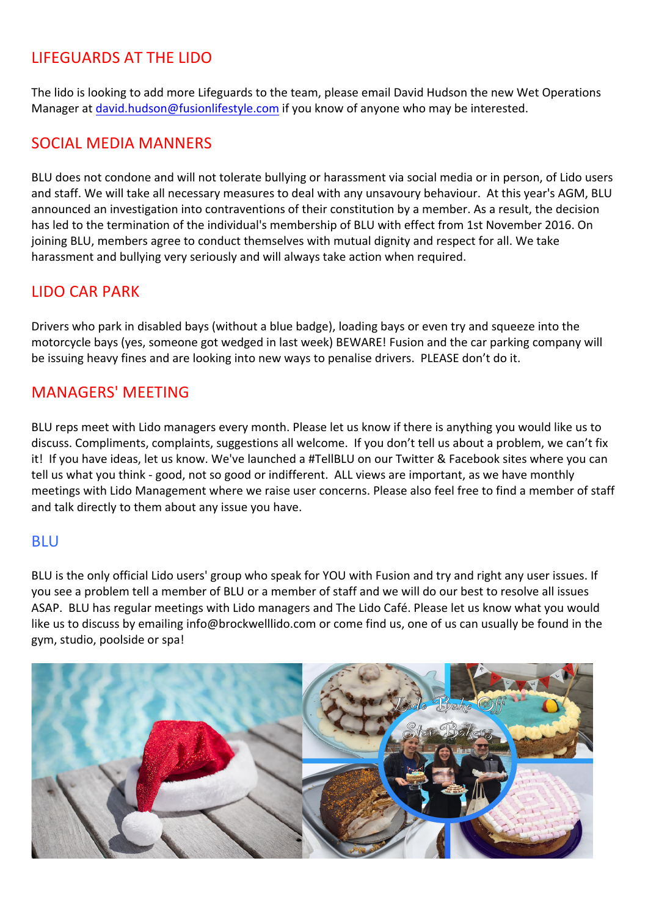## LIFEGUARDS AT THE LIDO

The lido is looking to add more Lifeguards to the team, please email David Hudson the new Wet Operations Manager at david.hudson@fusionlifestyle.com if you know of anyone who may be interested.

## SOCIAL MEDIA MANNERS

BLU does not condone and will not tolerate bullying or harassment via social media or in person, of Lido users and staff. We will take all necessary measures to deal with any unsavoury behaviour. At this year's AGM, BLU announced an investigation into contraventions of their constitution by a member. As a result, the decision has led to the termination of the individual's membership of BLU with effect from 1st November 2016. On joining BLU, members agree to conduct themselves with mutual dignity and respect for all. We take harassment and bullying very seriously and will always take action when required.

## LIDO CAR PARK

Drivers who park in disabled bays (without a blue badge), loading bays or even try and squeeze into the motorcycle bays (yes, someone got wedged in last week) BEWARE! Fusion and the car parking company will be issuing heavy fines and are looking into new ways to penalise drivers. PLEASE don't do it.

## MANAGERS' MEETING

BLU reps meet with Lido managers every month. Please let us know if there is anything you would like us to discuss. Compliments, complaints, suggestions all welcome. If you don't tell us about a problem, we can't fix it! If you have ideas, let us know. We've launched a #TellBLU on our Twitter & Facebook sites where you can tell us what you think - good, not so good or indifferent. ALL views are important, as we have monthly meetings with Lido Management where we raise user concerns. Please also feel free to find a member of staff and talk directly to them about any issue you have.

## BLU

BLU is the only official Lido users' group who speak for YOU with Fusion and try and right any user issues. If you see a problem tell a member of BLU or a member of staff and we will do our best to resolve all issues ASAP. BLU has regular meetings with Lido managers and The Lido Café. Please let us know what you would like us to discuss by emailing info@brockwelllido.com or come find us, one of us can usually be found in the gym, studio, poolside or spa!